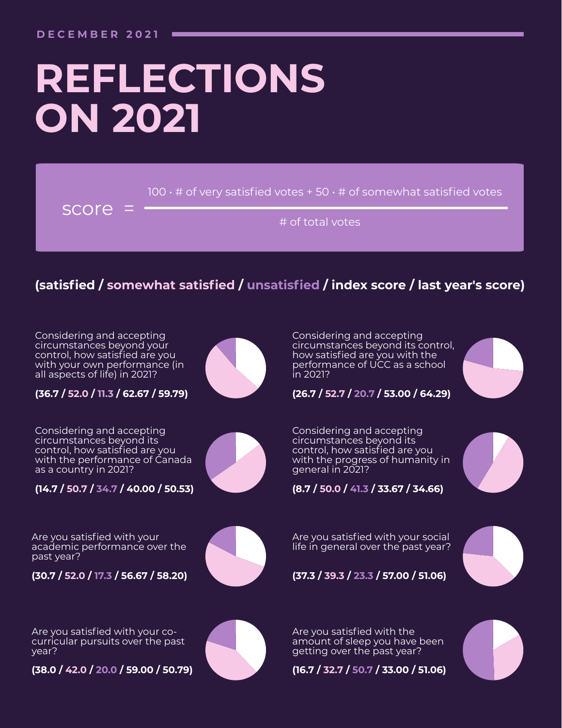DECEMBER 2021

# REFLECTIONS ON 2021

$$\text{score} = \frac{100 \cdot \text{\# of very satisfied votes} + 50 \cdot \text{\# of somewhat satisfied votes}}{\text{\# of total votes}}$$

**(satisfied / somewhat satisfied / unsatisfied / index score / last year's score)**

Considering and accepting circumstances beyond your control, how satisfied are you with your own performance (in all aspects of life) in 2021?

**(36.7 / 52.0 / 11.3 / 62.67 / 59.79)**

Considering and accepting circumstances beyond its control, how satisfied are you with the performance of UCC as a school in 2021?

**(26.7 / 52.7 / 20.7 / 53.00 / 64.29)**

Considering and accepting circumstances beyond its control, how satisfied are you with the performance of Canada as a country in 2021?

**(14.7 / 50.7 / 34.7 / 40.00 / 50.53)**

Considering and accepting circumstances beyond its control, how satisfied are you with the progress of humanity in general in 2021?

**(8.7 / 50.0 / 41.3 / 33.67 / 34.66)**

Are you satisfied with your academic performance over the past year?

**(30.7 / 52.0 / 17.3 / 56.67 / 58.20)**

Are you satisfied with your social life in general over the past year?

**(37.3 / 39.3 / 23.3 / 57.00 / 51.06)**

Are you satisfied with your co-curricular pursuits over the past year?

**(38.0 / 42.0 / 20.0 / 59.00 / 50.79)**

Are you satisfied with the amount of sleep you have been getting over the past year?

**(16.7 / 32.7 / 50.7 / 33.00 / 51.06)**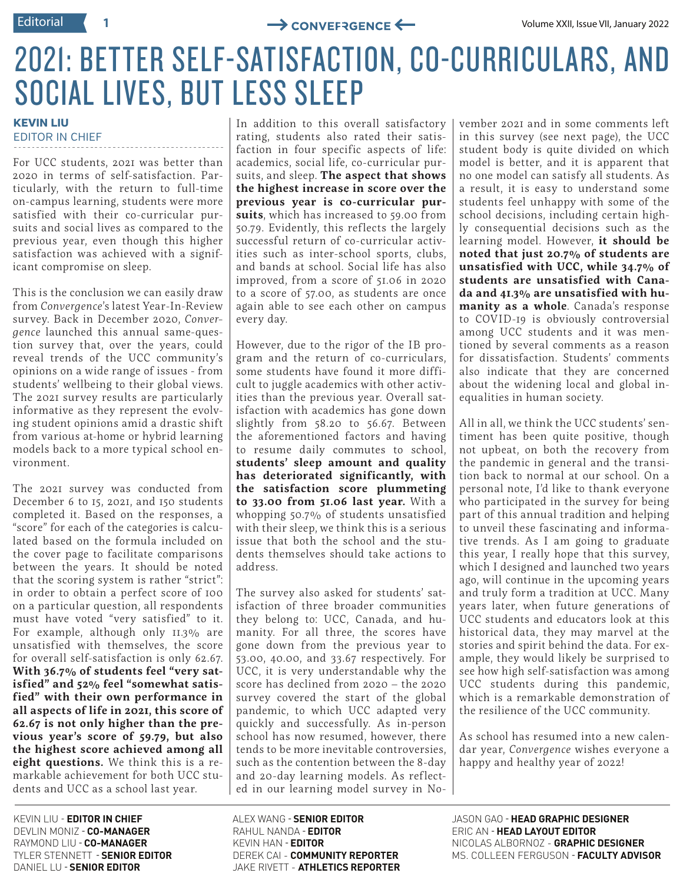# 2021: BETTER SELF-SATISFACTION, CO-CURRICULARS, AND SOCIAL LIVES, BUT LESS SLEEP

**KEVIN LIU**
EDITOR IN CHIEF

For UCC students, 2021 was better than 2020 in terms of self-satisfaction. Particularly, with the return to full-time on-campus learning, students were more satisfied with their co-curricular pursuits and social lives as compared to the previous year, even though this higher satisfaction was achieved with a significant compromise on sleep.

This is the conclusion we can easily draw from *Convergence*'s latest Year-In-Review survey. Back in December 2020, *Convergence* launched this annual same-question survey that, over the years, could reveal trends of the UCC community's opinions on a wide range of issues - from students' wellbeing to their global views. The 2021 survey results are particularly informative as they represent the evolving student opinions amid a drastic shift from various at-home or hybrid learning models back to a more typical school environment.

The 2021 survey was conducted from December 6 to 15, 2021, and 150 students completed it. Based on the responses, a "score" for each of the categories is calculated based on the formula included on the cover page to facilitate comparisons between the years. It should be noted that the scoring system is rather "strict": in order to obtain a perfect score of 100 on a particular question, all respondents must have voted "very satisfied" to it. For example, although only 11.3% are unsatisfied with themselves, the score for overall self-satisfaction is only 62.67. **With 36.7% of students feel "very satisfied" and 52% feel "somewhat satisfied" with their own performance in all aspects of life in 2021, this score of 62.67 is not only higher than the previous year's score of 59.79, but also the highest score achieved among all eight questions.** We think this is a remarkable achievement for both UCC students and UCC as a school last year.

In addition to this overall satisfactory rating, students also rated their satisfaction in four specific aspects of life: academics, social life, co-curricular pursuits, and sleep. **The aspect that shows the highest increase in score over the previous year is co-curricular pursuits**, which has increased to 59.00 from 50.79. Evidently, this reflects the largely successful return of co-curricular activities such as inter-school sports, clubs, and bands at school. Social life has also improved, from a score of 51.06 in 2020 to a score of 57.00, as students are once again able to see each other on campus every day.

However, due to the rigor of the IB program and the return of co-curriculars, some students have found it more difficult to juggle academics with other activities than the previous year. Overall satisfaction with academics has gone down slightly from 58.20 to 56.67. Between the aforementioned factors and having to resume daily commutes to school, **students' sleep amount and quality has deteriorated significantly, with the satisfaction score plummeting to 33.00 from 51.06 last year.** With a whopping 50.7% of students unsatisfied with their sleep, we think this is a serious issue that both the school and the students themselves should take actions to address.

The survey also asked for students' satisfaction of three broader communities they belong to: UCC, Canada, and humanity. For all three, the scores have gone down from the previous year to 53.00, 40.00, and 33.67 respectively. For UCC, it is very understandable why the score has declined from 2020 – the 2020 survey covered the start of the global pandemic, to which UCC adapted very quickly and successfully. As in-person school has now resumed, however, there tends to be more inevitable controversies, such as the contention between the 8-day and 20-day learning models. As reflected in our learning model survey in November 2021 and in some comments left in this survey (see next page), the UCC student body is quite divided on which model is better, and it is apparent that no one model can satisfy all students. As a result, it is easy to understand some students feel unhappy with some of the school decisions, including certain highly consequential decisions such as the learning model. However, **it should be noted that just 20.7% of students are unsatisfied with UCC, while 34.7% of students are unsatisfied with Canada and 41.3% are unsatisfied with humanity as a whole**. Canada's response to COVID-19 is obviously controversial among UCC students and it was mentioned by several comments as a reason for dissatisfaction. Students' comments also indicate that they are concerned about the widening local and global inequalities in human society.

All in all, we think the UCC students' sentiment has been quite positive, though not upbeat, on both the recovery from the pandemic in general and the transition back to normal at our school. On a personal note, I'd like to thank everyone who participated in the survey for being part of this annual tradition and helping to unveil these fascinating and informative trends. As I am going to graduate this year, I really hope that this survey, which I designed and launched two years ago, will continue in the upcoming years and truly form a tradition at UCC. Many years later, when future generations of UCC students and educators look at this historical data, they may marvel at the stories and spirit behind the data. For example, they would likely be surprised to see how high self-satisfaction was among UCC students during this pandemic, which is a remarkable demonstration of the resilience of the UCC community.

As school has resumed into a new calendar year, *Convergence* wishes everyone a happy and healthy year of 2022!

---

KEVIN LIU - **EDITOR IN CHIEF**
DEVLIN MONIZ - **CO-MANAGER**
RAYMOND LIU - **CO-MANAGER**
TYLER STENNETT - **SENIOR EDITOR**
DANIEL LU - **SENIOR EDITOR**
ALEX WANG - **SENIOR EDITOR**
RAHUL NANDA - **EDITOR**
KEVIN HAN - **EDITOR**
DEREK CAI - **COMMUNITY REPORTER**
JAKE RIVETT - **ATHLETICS REPORTER**
JASON GAO - **HEAD GRAPHIC DESIGNER**
ERIC AN - **HEAD LAYOUT EDITOR**
NICOLAS ALBORNOZ - **GRAPHIC DESIGNER**
MS. COLLEEN FERGUSON - **FACULTY ADVISOR**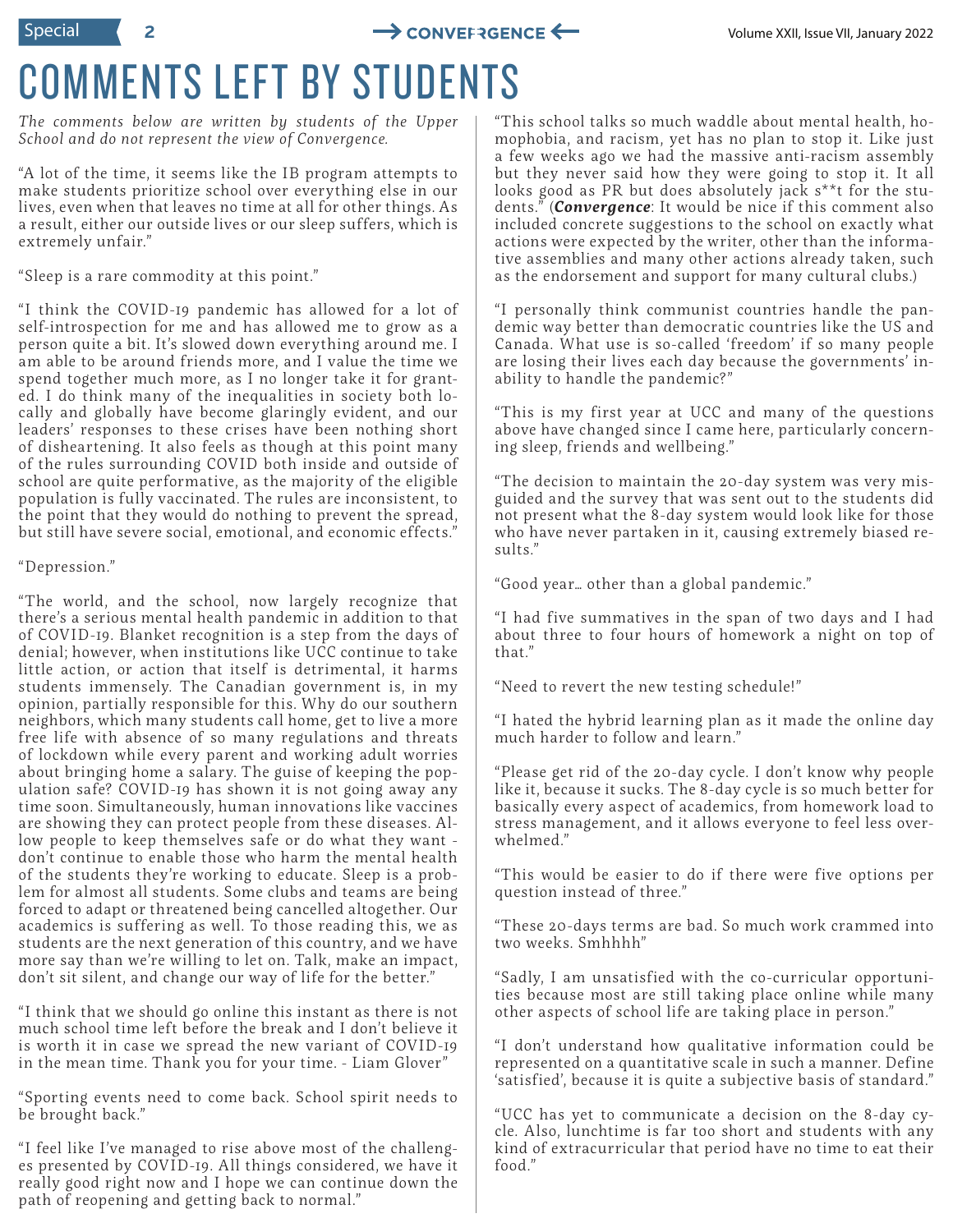# COMMENTS LEFT BY STUDENTS

*The comments below are written by students of the Upper School and do not represent the view of Convergence.*

"A lot of the time, it seems like the IB program attempts to make students prioritize school over everything else in our lives, even when that leaves no time at all for other things. As a result, either our outside lives or our sleep suffers, which is extremely unfair."

"Sleep is a rare commodity at this point."

"I think the COVID-19 pandemic has allowed for a lot of self-introspection for me and has allowed me to grow as a person quite a bit. It's slowed down everything around me. I am able to be around friends more, and I value the time we spend together much more, as I no longer take it for granted. I do think many of the inequalities in society both locally and globally have become glaringly evident, and our leaders' responses to these crises have been nothing short of disheartening. It also feels as though at this point many of the rules surrounding COVID both inside and outside of school are quite performative, as the majority of the eligible population is fully vaccinated. The rules are inconsistent, to the point that they would do nothing to prevent the spread, but still have severe social, emotional, and economic effects."

"Depression."

"The world, and the school, now largely recognize that there's a serious mental health pandemic in addition to that of COVID-19. Blanket recognition is a step from the days of denial; however, when institutions like UCC continue to take little action, or action that itself is detrimental, it harms students immensely. The Canadian government is, in my opinion, partially responsible for this. Why do our southern neighbors, which many students call home, get to live a more free life with absence of so many regulations and threats of lockdown while every parent and working adult worries about bringing home a salary. The guise of keeping the population safe? COVID-19 has shown it is not going away any time soon. Simultaneously, human innovations like vaccines are showing they can protect people from these diseases. Allow people to keep themselves safe or do what they want - don't continue to enable those who harm the mental health of the students they're working to educate. Sleep is a problem for almost all students. Some clubs and teams are being forced to adapt or threatened being cancelled altogether. Our academics is suffering as well. To those reading this, we as students are the next generation of this country, and we have more say than we're willing to let on. Talk, make an impact, don't sit silent, and change our way of life for the better."

"I think that we should go online this instant as there is not much school time left before the break and I don't believe it is worth it in case we spread the new variant of COVID-19 in the mean time. Thank you for your time. - Liam Glover"

"Sporting events need to come back. School spirit needs to be brought back."

"I feel like I've managed to rise above most of the challenges presented by COVID-19. All things considered, we have it really good right now and I hope we can continue down the path of reopening and getting back to normal."

"This school talks so much waddle about mental health, homophobia, and racism, yet has no plan to stop it. Like just a few weeks ago we had the massive anti-racism assembly but they never said how they were going to stop it. It all looks good as PR but does absolutely jack s**t for the students." (***Convergence***: It would be nice if this comment also included concrete suggestions to the school on exactly what actions were expected by the writer, other than the informative assemblies and many other actions already taken, such as the endorsement and support for many cultural clubs.)

"I personally think communist countries handle the pandemic way better than democratic countries like the US and Canada. What use is so-called 'freedom' if so many people are losing their lives each day because the governments' inability to handle the pandemic?"

"This is my first year at UCC and many of the questions above have changed since I came here, particularly concerning sleep, friends and wellbeing."

"The decision to maintain the 20-day system was very misguided and the survey that was sent out to the students did not present what the 8-day system would look like for those who have never partaken in it, causing extremely biased results."

"Good year… other than a global pandemic."

"I had five summatives in the span of two days and I had about three to four hours of homework a night on top of that."

"Need to revert the new testing schedule!"

"I hated the hybrid learning plan as it made the online day much harder to follow and learn."

"Please get rid of the 20-day cycle. I don't know why people like it, because it sucks. The 8-day cycle is so much better for basically every aspect of academics, from homework load to stress management, and it allows everyone to feel less overwhelmed."

"This would be easier to do if there were five options per question instead of three."

"These 20-days terms are bad. So much work crammed into two weeks. Smhhhh"

"Sadly, I am unsatisfied with the co-curricular opportunities because most are still taking place online while many other aspects of school life are taking place in person."

"I don't understand how qualitative information could be represented on a quantitative scale in such a manner. Define 'satisfied', because it is quite a subjective basis of standard."

"UCC has yet to communicate a decision on the 8-day cycle. Also, lunchtime is far too short and students with any kind of extracurricular that period have no time to eat their food."